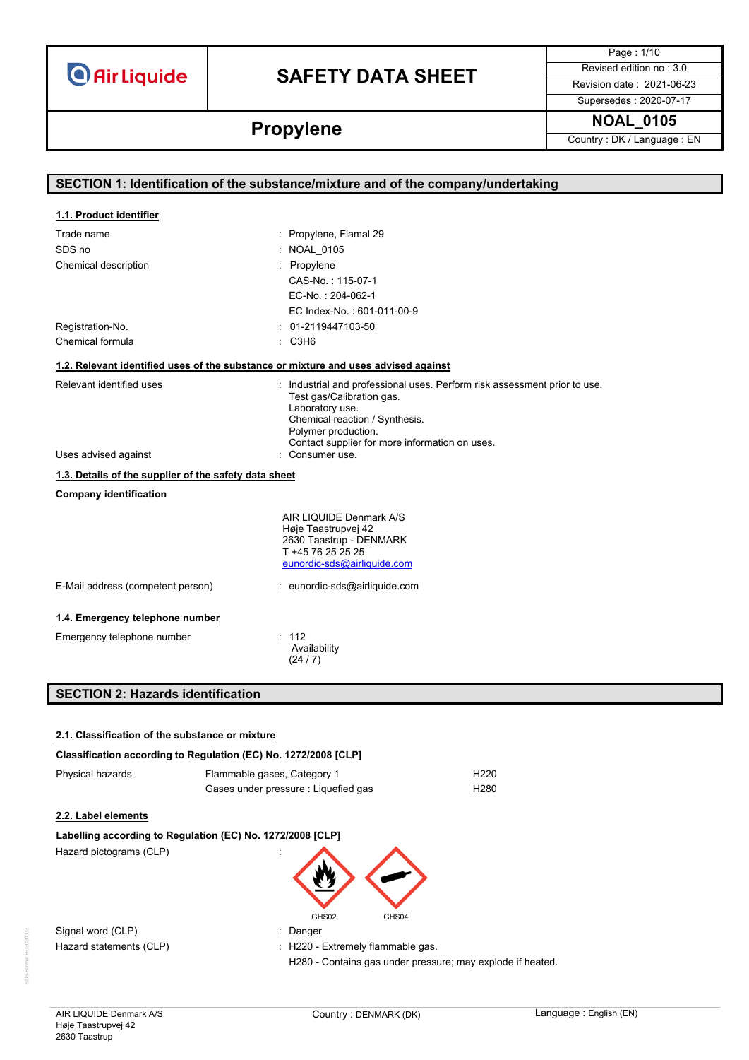# SAFETY DATA SHEET

**Air Liquide**

| Page : 1/10 |
|---|
| Revised edition no : 3.0 |
| Revision date : 2021-06-23 |
| Supersedes : 2020-07-17 |

## Propylene

**NOAL_0105**

Country : DK / Language : EN

## SECTION 1: Identification of the substance/mixture and of the company/undertaking

### 1.1. Product identifier

| | |
|---|---|
| Trade name | : Propylene, Flamal 29 |
| SDS no | : NOAL_0105 |
| Chemical description | : Propylene<br>CAS-No. : 115-07-1<br>EC-No. : 204-062-1<br>EC Index-No. : 601-011-00-9 |
| Registration-No. | : 01-2119447103-50 |
| Chemical formula | : $C_3H_6$ |

### 1.2. Relevant identified uses of the substance or mixture and uses advised against

| | |
|---|---|
| Relevant identified uses | : Industrial and professional uses. Perform risk assessment prior to use.<br>Test gas/Calibration gas.<br>Laboratory use.<br>Chemical reaction / Synthesis.<br>Polymer production.<br>Contact supplier for more information on uses. |
| Uses advised against | : Consumer use. |

### 1.3. Details of the supplier of the safety data sheet

**Company identification**

AIR LIQUIDE Denmark A/S
Høje Taastrupvej 42
2630 Taastrup - DENMARK
T +45 76 25 25 25
eunordic-sds@airliquide.com

| | |
|---|---|
| E-Mail address (competent person) | : eunordic-sds@airliquide.com |

### 1.4. Emergency telephone number

| | |
|---|---|
| Emergency telephone number | : 112<br>Availability<br>(24 / 7) |

## SECTION 2: Hazards identification

### 2.1. Classification of the substance or mixture

**Classification according to Regulation (EC) No. 1272/2008 [CLP]**

| | | |
|---|---|---|
| Physical hazards | Flammable gases, Category 1 | H220 |
| | Gases under pressure : Liquefied gas | H280 |

### 2.2. Label elements

**Labelling according to Regulation (EC) No. 1272/2008 [CLP]**

| | |
|---|---|
| Hazard pictograms (CLP) | : GHS02, GHS04 |
| Signal word (CLP) | : Danger |
| Hazard statements (CLP) | : H220 - Extremely flammable gas.<br>H280 - Contains gas under pressure; may explode if heated. |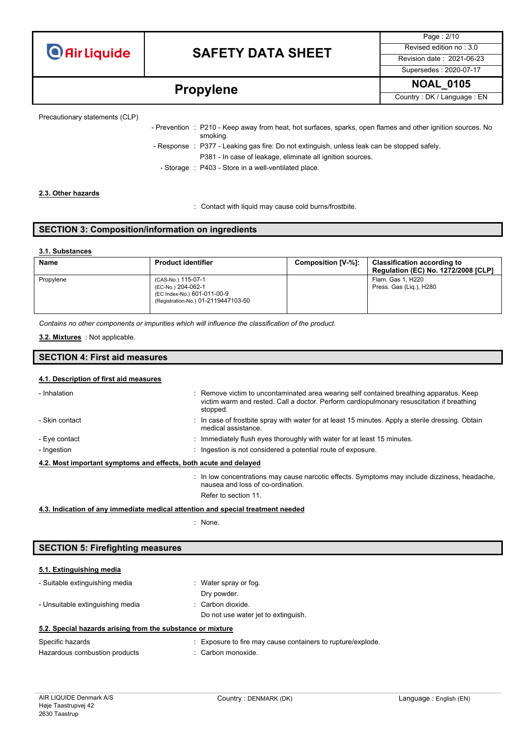Precautionary statements (CLP)

- Prevention : P210 - Keep away from heat, hot surfaces, sparks, open flames and other ignition sources. No smoking.
- Response : P377 - Leaking gas fire: Do not extinguish, unless leak can be stopped safely.
  P381 - In case of leakage, eliminate all ignition sources.
- Storage : P403 - Store in a well-ventilated place.

### 2.3. Other hazards

: Contact with liquid may cause cold burns/frostbite.

## SECTION 3: Composition/information on ingredients

### 3.1. Substances

| Name | Product identifier | Composition [V-%]: | Classification according to Regulation (EC) No. 1272/2008 [CLP] |
|---|---|---|---|
| Propylene | (CAS-No.) 115-07-1<br>(EC-No.) 204-062-1<br>(EC Index-No.) 601-011-00-9<br>(Registration-No.) 01-2119447103-50 | | Flam. Gas 1, H220<br>Press. Gas (Liq.), H280 |

*Contains no other components or impurities which will influence the classification of the product.*

**3.2. Mixtures** : Not applicable.

## SECTION 4: First aid measures

### 4.1. Description of first aid measures

- Inhalation : Remove victim to uncontaminated area wearing self contained breathing apparatus. Keep victim warm and rested. Call a doctor. Perform cardiopulmonary resuscitation if breathing stopped.
- Skin contact : In case of frostbite spray with water for at least 15 minutes. Apply a sterile dressing. Obtain medical assistance.
- Eye contact : Immediately flush eyes thoroughly with water for at least 15 minutes.
- Ingestion : Ingestion is not considered a potential route of exposure.

### 4.2. Most important symptoms and effects, both acute and delayed

: In low concentrations may cause narcotic effects. Symptoms may include dizziness, headache, nausea and loss of co-ordination.
Refer to section 11.

### 4.3. Indication of any immediate medical attention and special treatment needed

: None.

## SECTION 5: Firefighting measures

### 5.1. Extinguishing media

- Suitable extinguishing media : Water spray or fog.
  Dry powder.
- Unsuitable extinguishing media : Carbon dioxide.
  Do not use water jet to extinguish.

### 5.2. Special hazards arising from the substance or mixture

Specific hazards : Exposure to fire may cause containers to rupture/explode.

Hazardous combustion products : Carbon monoxide.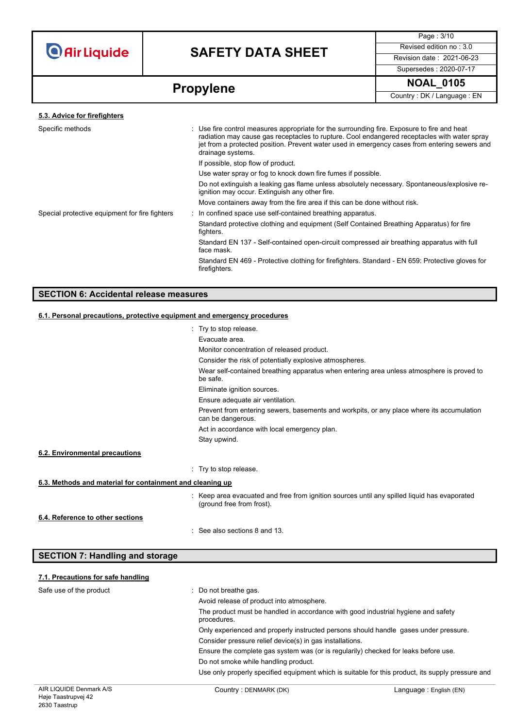#### 5.3. Advice for firefighters

| | |
|---|---|
| Specific methods | : Use fire control measures appropriate for the surrounding fire. Exposure to fire and heat radiation may cause gas receptacles to rupture. Cool endangered receptacles with water spray jet from a protected position. Prevent water used in emergency cases from entering sewers and drainage systems. |
| | If possible, stop flow of product. |
| | Use water spray or fog to knock down fire fumes if possible. |
| | Do not extinguish a leaking gas flame unless absolutely necessary. Spontaneous/explosive re-ignition may occur. Extinguish any other fire. |
| | Move containers away from the fire area if this can be done without risk. |
| Special protective equipment for fire fighters | : In confined space use self-contained breathing apparatus. |
| | Standard protective clothing and equipment (Self Contained Breathing Apparatus) for fire fighters. |
| | Standard EN 137 - Self-contained open-circuit compressed air breathing apparatus with full face mask. |
| | Standard EN 469 - Protective clothing for firefighters. Standard - EN 659: Protective gloves for firefighters. |

## SECTION 6: Accidental release measures

#### 6.1. Personal precautions, protective equipment and emergency procedures

: Try to stop release.

Evacuate area.

Monitor concentration of released product.

Consider the risk of potentially explosive atmospheres.

Wear self-contained breathing apparatus when entering area unless atmosphere is proved to be safe.

Eliminate ignition sources.

Ensure adequate air ventilation.

Prevent from entering sewers, basements and workpits, or any place where its accumulation can be dangerous.

Act in accordance with local emergency plan.

Stay upwind.

#### 6.2. Environmental precautions

: Try to stop release.

#### 6.3. Methods and material for containment and cleaning up

: Keep area evacuated and free from ignition sources until any spilled liquid has evaporated (ground free from frost).

#### 6.4. Reference to other sections

: See also sections 8 and 13.

## SECTION 7: Handling and storage

#### 7.1. Precautions for safe handling

| | |
|---|---|
| Safe use of the product | : Do not breathe gas. |
| | Avoid release of product into atmosphere. |
| | The product must be handled in accordance with good industrial hygiene and safety procedures. |
| | Only experienced and properly instructed persons should handle gases under pressure. |
| | Consider pressure relief device(s) in gas installations. |
| | Ensure the complete gas system was (or is regularily) checked for leaks before use. |
| | Do not smoke while handling product. |
| | Use only properly specified equipment which is suitable for this product, its supply pressure and |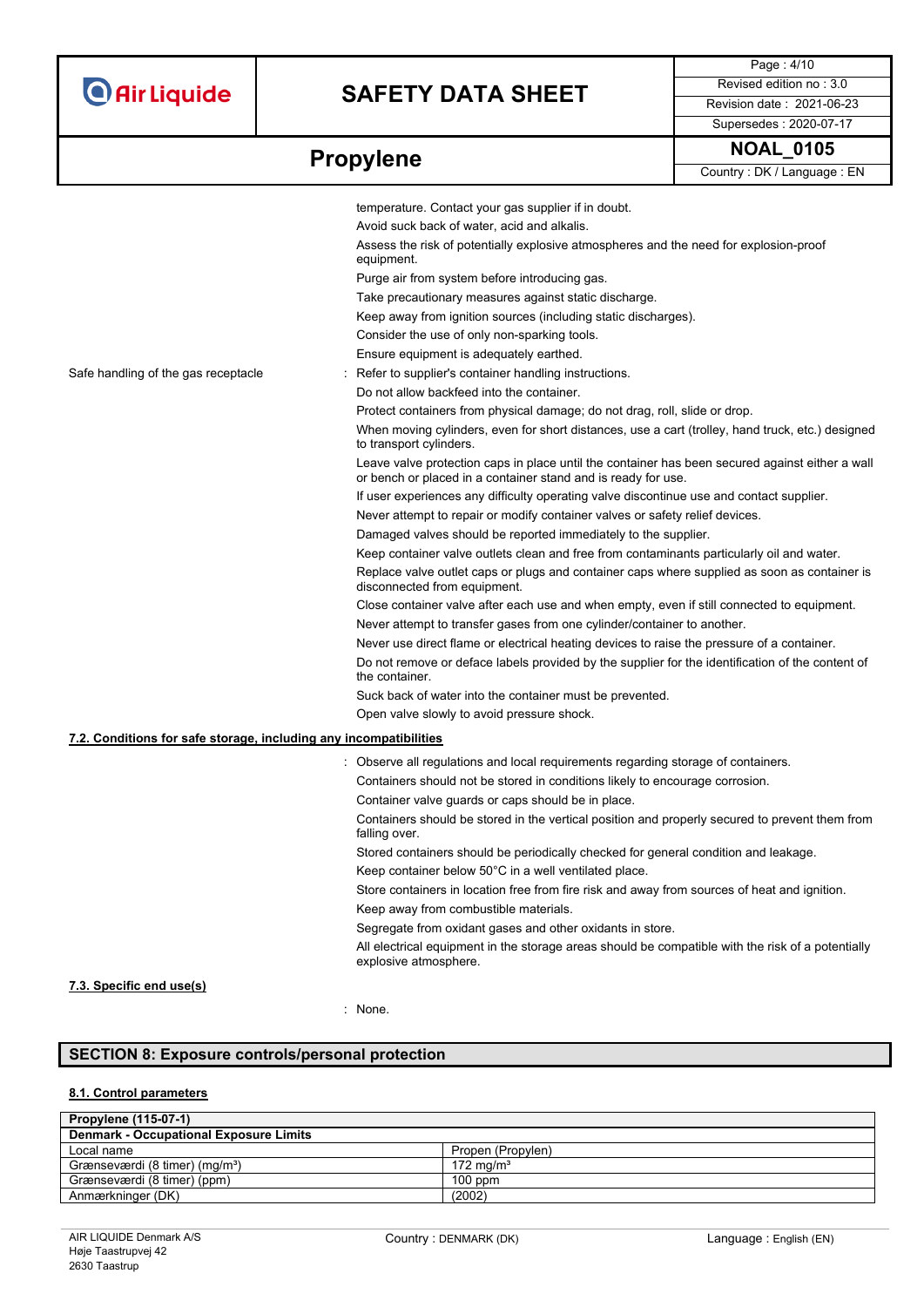temperature. Contact your gas supplier if in doubt.
Avoid suck back of water, acid and alkalis.
Assess the risk of potentially explosive atmospheres and the need for explosion-proof equipment.
Purge air from system before introducing gas.
Take precautionary measures against static discharge.
Keep away from ignition sources (including static discharges).
Consider the use of only non-sparking tools.
Ensure equipment is adequately earthed.

Safe handling of the gas receptacle : Refer to supplier's container handling instructions.
Do not allow backfeed into the container.
Protect containers from physical damage; do not drag, roll, slide or drop.
When moving cylinders, even for short distances, use a cart (trolley, hand truck, etc.) designed to transport cylinders.
Leave valve protection caps in place until the container has been secured against either a wall or bench or placed in a container stand and is ready for use.
If user experiences any difficulty operating valve discontinue use and contact supplier.
Never attempt to repair or modify container valves or safety relief devices.
Damaged valves should be reported immediately to the supplier.
Keep container valve outlets clean and free from contaminants particularly oil and water.
Replace valve outlet caps or plugs and container caps where supplied as soon as container is disconnected from equipment.
Close container valve after each use and when empty, even if still connected to equipment.
Never attempt to transfer gases from one cylinder/container to another.
Never use direct flame or electrical heating devices to raise the pressure of a container.
Do not remove or deface labels provided by the supplier for the identification of the content of the container.
Suck back of water into the container must be prevented.
Open valve slowly to avoid pressure shock.

### 7.2. Conditions for safe storage, including any incompatibilities

: Observe all regulations and local requirements regarding storage of containers.
Containers should not be stored in conditions likely to encourage corrosion.
Container valve guards or caps should be in place.
Containers should be stored in the vertical position and properly secured to prevent them from falling over.
Stored containers should be periodically checked for general condition and leakage.
Keep container below 50°C in a well ventilated place.
Store containers in location free from fire risk and away from sources of heat and ignition.
Keep away from combustible materials.
Segregate from oxidant gases and other oxidants in store.
All electrical equipment in the storage areas should be compatible with the risk of a potentially explosive atmosphere.

### 7.3. Specific end use(s)

: None.

## SECTION 8: Exposure controls/personal protection

### 8.1. Control parameters

| **Propylene (115-07-1)** | |
|---|---|
| **Denmark - Occupational Exposure Limits** | |
| Local name | Propen (Propylen) |
| Grænseværdi (8 timer) (mg/m³) | 172 mg/m³ |
| Grænseværdi (8 timer) (ppm) | 100 ppm |
| Anmærkninger (DK) | (2002) |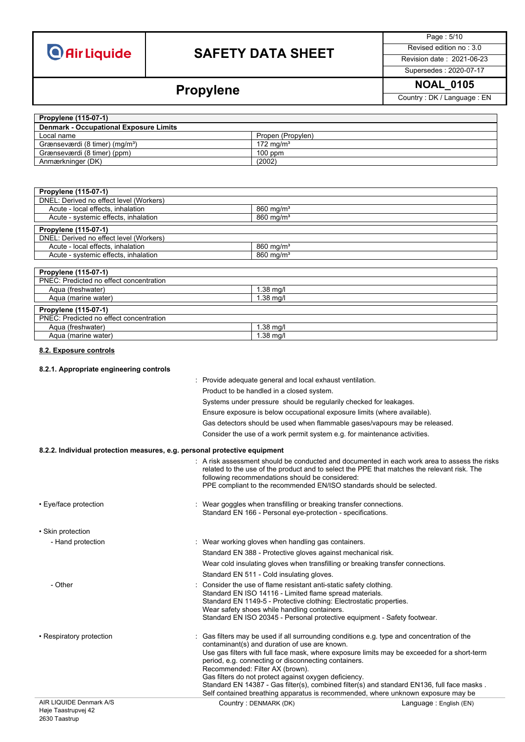| Propylene (115-07-1) | |
|---|---|
| **Denmark - Occupational Exposure Limits** | |
| Local name | Propen (Propylen) |
| Grænseværdi (8 timer) (mg/m³) | 172 mg/m³ |
| Grænseværdi (8 timer) (ppm) | 100 ppm |
| Anmærkninger (DK) | (2002) |

| Propylene (115-07-1) | |
|---|---|
| DNEL: Derived no effect level (Workers) | |
| Acute - local effects, inhalation | 860 mg/m³ |
| Acute - systemic effects, inhalation | 860 mg/m³ |

| Propylene (115-07-1) | |
|---|---|
| DNEL: Derived no effect level (Workers) | |
| Acute - local effects, inhalation | 860 mg/m³ |
| Acute - systemic effects, inhalation | 860 mg/m³ |

| Propylene (115-07-1) | |
|---|---|
| PNEC: Predicted no effect concentration | |
| Aqua (freshwater) | 1.38 mg/l |
| Aqua (marine water) | 1.38 mg/l |

| Propylene (115-07-1) | |
|---|---|
| PNEC: Predicted no effect concentration | |
| Aqua (freshwater) | 1.38 mg/l |
| Aqua (marine water) | 1.38 mg/l |

## 8.2. Exposure controls

### 8.2.1. Appropriate engineering controls

: Provide adequate general and local exhaust ventilation.
Product to be handled in a closed system.
Systems under pressure should be regularily checked for leakages.
Ensure exposure is below occupational exposure limits (where available).
Gas detectors should be used when flammable gases/vapours may be released.
Consider the use of a work permit system e.g. for maintenance activities.

### 8.2.2. Individual protection measures, e.g. personal protective equipment

: A risk assessment should be conducted and documented in each work area to assess the risks related to the use of the product and to select the PPE that matches the relevant risk. The following recommendations should be considered:
PPE compliant to the recommended EN/ISO standards should be selected.

- Eye/face protection : Wear goggles when transfilling or breaking transfer connections.
Standard EN 166 - Personal eye-protection - specifications.

- Skin protection
  - Hand protection : Wear working gloves when handling gas containers.
Standard EN 388 - Protective gloves against mechanical risk.
Wear cold insulating gloves when transfilling or breaking transfer connections.
Standard EN 511 - Cold insulating gloves.
  - Other : Consider the use of flame resistant anti-static safety clothing.
Standard EN ISO 14116 - Limited flame spread materials.
Standard EN 1149-5 - Protective clothing: Electrostatic properties.
Wear safety shoes while handling containers.
Standard EN ISO 20345 - Personal protective equipment - Safety footwear.

- Respiratory protection : Gas filters may be used if all surrounding conditions e.g. type and concentration of the contaminant(s) and duration of use are known.
Use gas filters with full face mask, where exposure limits may be exceeded for a short-term period, e.g. connecting or disconnecting containers.
Recommended: Filter AX (brown).
Gas filters do not protect against oxygen deficiency.
Standard EN 14387 - Gas filter(s), combined filter(s) and standard EN136, full face masks .
Self contained breathing apparatus is recommended, where unknown exposure may be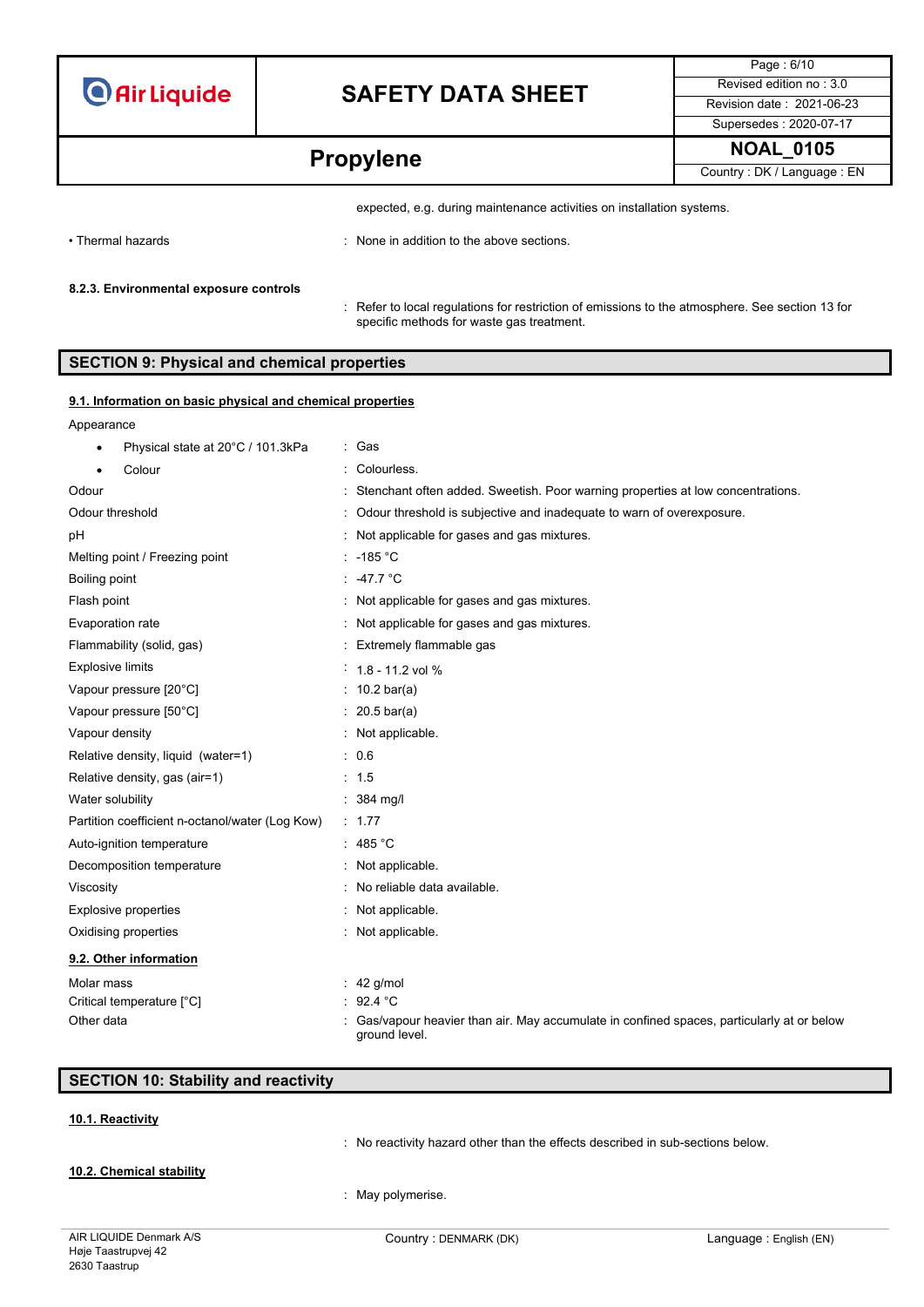expected, e.g. during maintenance activities on installation systems.

| | |
|---|---|
| • Thermal hazards | : None in addition to the above sections. |

**8.2.3. Environmental exposure controls**

: Refer to local regulations for restriction of emissions to the atmosphere. See section 13 for specific methods for waste gas treatment.

## SECTION 9: Physical and chemical properties

### 9.1. Information on basic physical and chemical properties

| | |
|---|---|
| Appearance | |
| • Physical state at 20°C / 101.3kPa | : Gas |
| • Colour | : Colourless. |
| Odour | : Stenchant often added. Sweetish. Poor warning properties at low concentrations. |
| Odour threshold | : Odour threshold is subjective and inadequate to warn of overexposure. |
| pH | : Not applicable for gases and gas mixtures. |
| Melting point / Freezing point | : -185 °C |
| Boiling point | : -47.7 °C |
| Flash point | : Not applicable for gases and gas mixtures. |
| Evaporation rate | : Not applicable for gases and gas mixtures. |
| Flammability (solid, gas) | : Extremely flammable gas |
| Explosive limits | : 1.8 - 11.2 vol % |
| Vapour pressure [20°C] | : 10.2 bar(a) |
| Vapour pressure [50°C] | : 20.5 bar(a) |
| Vapour density | : Not applicable. |
| Relative density, liquid (water=1) | : 0.6 |
| Relative density, gas (air=1) | : 1.5 |
| Water solubility | : 384 mg/l |
| Partition coefficient n-octanol/water (Log Kow) | : 1.77 |
| Auto-ignition temperature | : 485 °C |
| Decomposition temperature | : Not applicable. |
| Viscosity | : No reliable data available. |
| Explosive properties | : Not applicable. |
| Oxidising properties | : Not applicable. |

### 9.2. Other information

| | |
|---|---|
| Molar mass | : 42 g/mol |
| Critical temperature [°C] | : 92.4 °C |
| Other data | : Gas/vapour heavier than air. May accumulate in confined spaces, particularly at or below ground level. |

## SECTION 10: Stability and reactivity

### 10.1. Reactivity

: No reactivity hazard other than the effects described in sub-sections below.

### 10.2. Chemical stability

: May polymerise.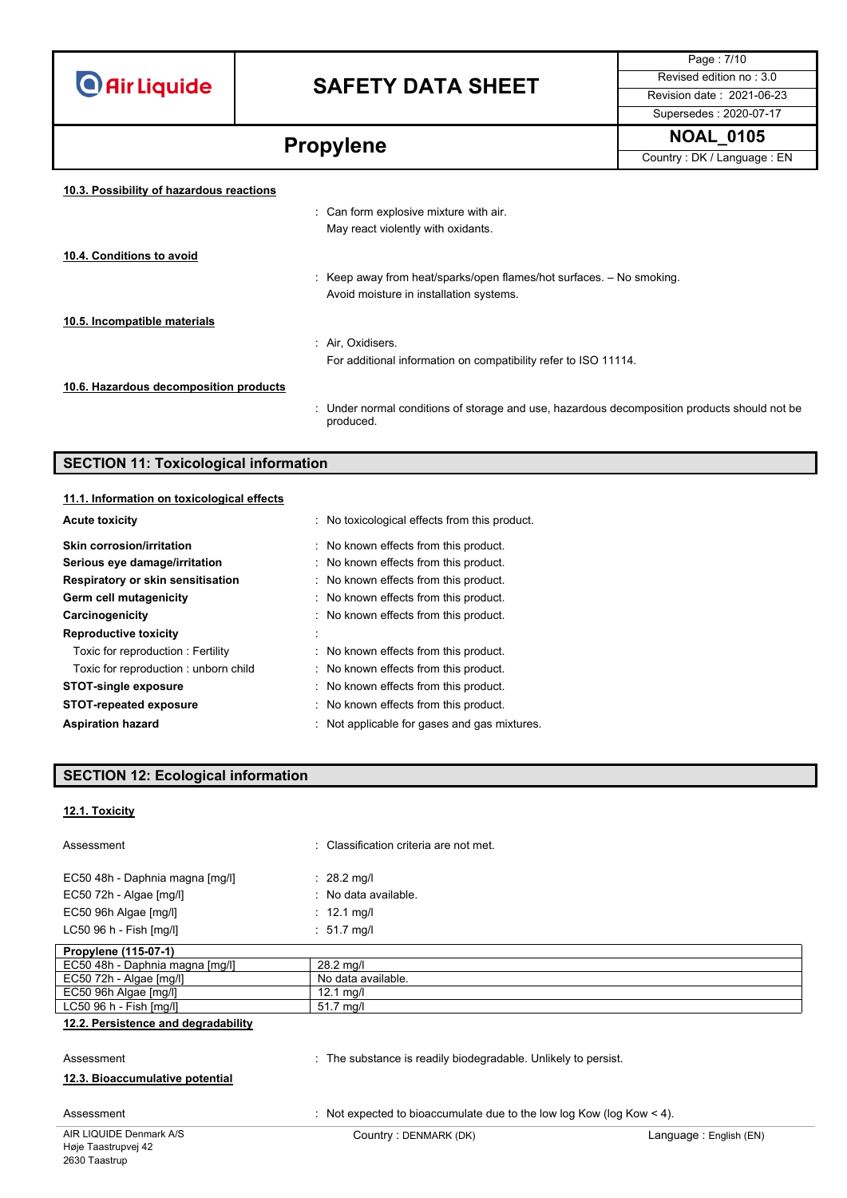### 10.3. Possibility of hazardous reactions

: Can form explosive mixture with air.
May react violently with oxidants.

### 10.4. Conditions to avoid

: Keep away from heat/sparks/open flames/hot surfaces. – No smoking.
Avoid moisture in installation systems.

### 10.5. Incompatible materials

: Air, Oxidisers.
For additional information on compatibility refer to ISO 11114.

### 10.6. Hazardous decomposition products

: Under normal conditions of storage and use, hazardous decomposition products should not be produced.

## SECTION 11: Toxicological information

### 11.1. Information on toxicological effects

**Acute toxicity** : No toxicological effects from this product.

**Skin corrosion/irritation** : No known effects from this product.
**Serious eye damage/irritation** : No known effects from this product.
**Respiratory or skin sensitisation** : No known effects from this product.
**Germ cell mutagenicity** : No known effects from this product.
**Carcinogenicity** : No known effects from this product.
**Reproductive toxicity** :
Toxic for reproduction : Fertility : No known effects from this product.
Toxic for reproduction : unborn child : No known effects from this product.
**STOT-single exposure** : No known effects from this product.
**STOT-repeated exposure** : No known effects from this product.
**Aspiration hazard** : Not applicable for gases and gas mixtures.

## SECTION 12: Ecological information

### 12.1. Toxicity

Assessment : Classification criteria are not met.

EC50 48h - Daphnia magna [mg/l] : 28.2 mg/l
EC50 72h - Algae [mg/l] : No data available.
EC50 96h Algae [mg/l] : 12.1 mg/l
LC50 96 h - Fish [mg/l] : 51.7 mg/l

| Propylene (115-07-1) | |
|---|---|
| EC50 48h - Daphnia magna [mg/l] | 28.2 mg/l |
| EC50 72h - Algae [mg/l] | No data available. |
| EC50 96h Algae [mg/l] | 12.1 mg/l |
| LC50 96 h - Fish [mg/l] | 51.7 mg/l |

### 12.2. Persistence and degradability

Assessment : The substance is readily biodegradable. Unlikely to persist.

### 12.3. Bioaccumulative potential

Assessment : Not expected to bioaccumulate due to the low log Kow (log Kow < 4).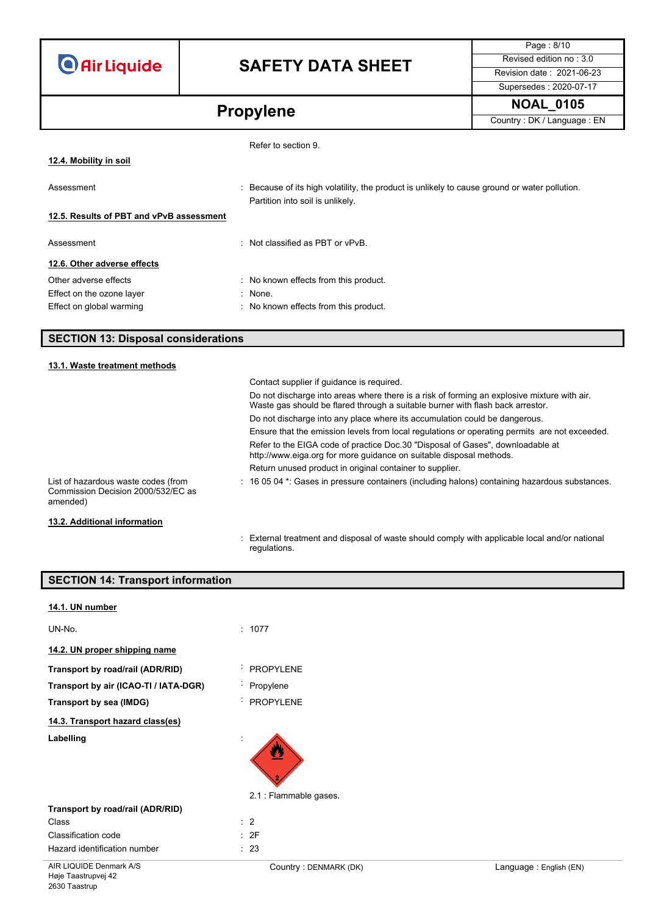Refer to section 9.

**12.4. Mobility in soil**

| | |
|---|---|
| Assessment | : Because of its high volatility, the product is unlikely to cause ground or water pollution. Partition into soil is unlikely. |

**12.5. Results of PBT and vPvB assessment**

| | |
|---|---|
| Assessment | : Not classified as PBT or vPvB. |

**12.6. Other adverse effects**

| | |
|---|---|
| Other adverse effects | : No known effects from this product. |
| Effect on the ozone layer | : None. |
| Effect on global warming | : No known effects from this product. |

## SECTION 13: Disposal considerations

**13.1. Waste treatment methods**

Contact supplier if guidance is required.

Do not discharge into areas where there is a risk of forming an explosive mixture with air. Waste gas should be flared through a suitable burner with flash back arrestor.

Do not discharge into any place where its accumulation could be dangerous.

Ensure that the emission levels from local regulations or operating permits are not exceeded.

Refer to the EIGA code of practice Doc.30 "Disposal of Gases", downloadable at http://www.eiga.org for more guidance on suitable disposal methods.

Return unused product in original container to supplier.

| | |
|---|---|
| List of hazardous waste codes (from Commission Decision 2000/532/EC as amended) | : 16 05 04 *: Gases in pressure containers (including halons) containing hazardous substances. |

**13.2. Additional information**

: External treatment and disposal of waste should comply with applicable local and/or national regulations.

## SECTION 14: Transport information

**14.1. UN number**

| | |
|---|---|
| UN-No. | : 1077 |

**14.2. UN proper shipping name**

| | |
|---|---|
| **Transport by road/rail (ADR/RID)** | : PROPYLENE |
| **Transport by air (ICAO-TI / IATA-DGR)** | : Propylene |
| **Transport by sea (IMDG)** | : PROPYLENE |

**14.3. Transport hazard class(es)**

**Labelling** :

2.1 : Flammable gases.

**Transport by road/rail (ADR/RID)**

| | |
|---|---|
| Class | : 2 |
| Classification code | : 2F |
| Hazard identification number | : 23 |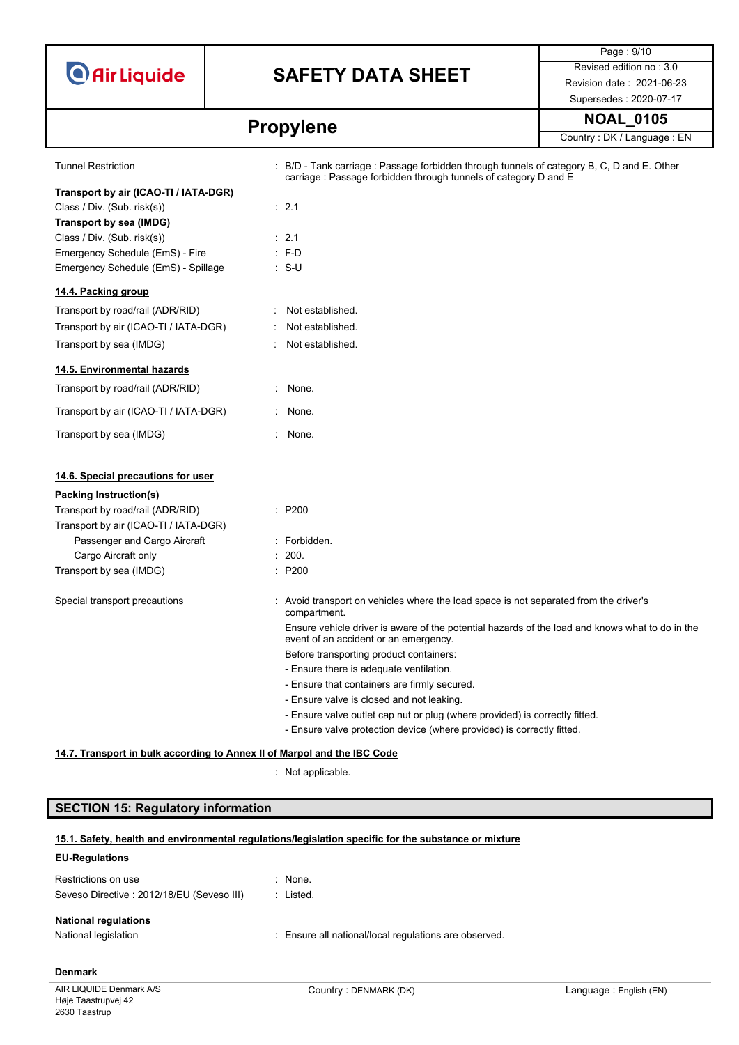| | |
|---|---|
| Tunnel Restriction | : B/D - Tank carriage : Passage forbidden through tunnels of category B, C, D and E. Other carriage : Passage forbidden through tunnels of category D and E |

**Transport by air (ICAO-TI / IATA-DGR)**

| | |
|---|---|
| Class / Div. (Sub. risk(s)) | : 2.1 |

**Transport by sea (IMDG)**

| | |
|---|---|
| Class / Div. (Sub. risk(s)) | : 2.1 |
| Emergency Schedule (EmS) - Fire | : F-D |
| Emergency Schedule (EmS) - Spillage | : S-U |

### 14.4. Packing group

| | |
|---|---|
| Transport by road/rail (ADR/RID) | : Not established. |
| Transport by air (ICAO-TI / IATA-DGR) | : Not established. |
| Transport by sea (IMDG) | : Not established. |

### 14.5. Environmental hazards

| | |
|---|---|
| Transport by road/rail (ADR/RID) | : None. |
| Transport by air (ICAO-TI / IATA-DGR) | : None. |
| Transport by sea (IMDG) | : None. |

### 14.6. Special precautions for user

**Packing Instruction(s)**

| | |
|---|---|
| Transport by road/rail (ADR/RID) | : P200 |
| Transport by air (ICAO-TI / IATA-DGR) | |
| Passenger and Cargo Aircraft | : Forbidden. |
| Cargo Aircraft only | : 200. |
| Transport by sea (IMDG) | : P200 |

Special transport precautions : Avoid transport on vehicles where the load space is not separated from the driver's compartment.

Ensure vehicle driver is aware of the potential hazards of the load and knows what to do in the event of an accident or an emergency.

Before transporting product containers:

- Ensure there is adequate ventilation.
- Ensure that containers are firmly secured.
- Ensure valve is closed and not leaking.
- Ensure valve outlet cap nut or plug (where provided) is correctly fitted.
- Ensure valve protection device (where provided) is correctly fitted.

### 14.7. Transport in bulk according to Annex II of Marpol and the IBC Code

: Not applicable.

## SECTION 15: Regulatory information

### 15.1. Safety, health and environmental regulations/legislation specific for the substance or mixture

**EU-Regulations**

| | |
|---|---|
| Restrictions on use | : None. |
| Seveso Directive : 2012/18/EU (Seveso III) | : Listed. |

**National regulations**

| | |
|---|---|
| National legislation | : Ensure all national/local regulations are observed. |

**Denmark**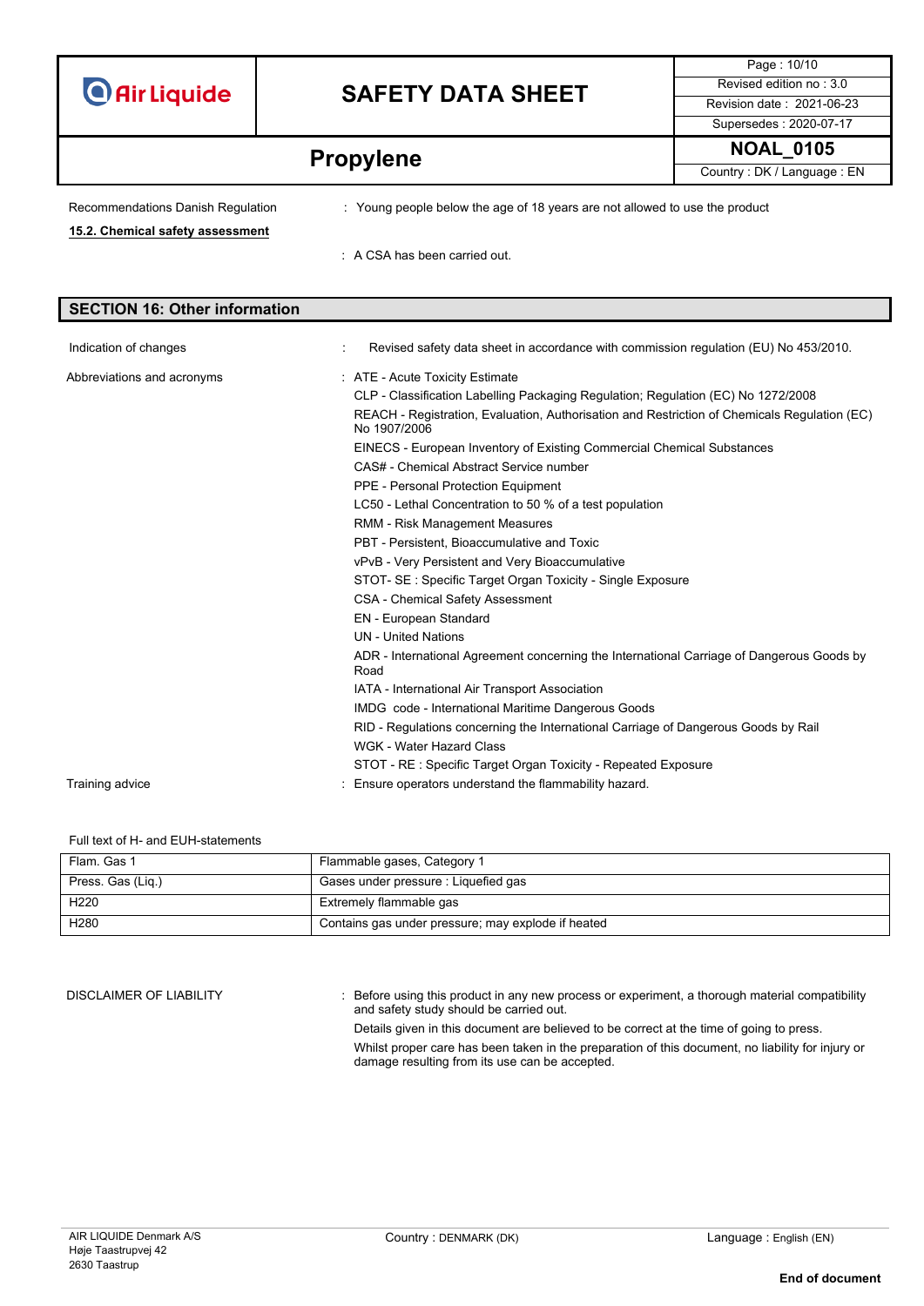Recommendations Danish Regulation : Young people below the age of 18 years are not allowed to use the product

**15.2. Chemical safety assessment**

: A CSA has been carried out.

## SECTION 16: Other information

Indication of changes : Revised safety data sheet in accordance with commission regulation (EU) No 453/2010.

Abbreviations and acronyms :
- ATE - Acute Toxicity Estimate
- CLP - Classification Labelling Packaging Regulation; Regulation (EC) No 1272/2008
- REACH - Registration, Evaluation, Authorisation and Restriction of Chemicals Regulation (EC) No 1907/2006
- EINECS - European Inventory of Existing Commercial Chemical Substances
- CAS# - Chemical Abstract Service number
- PPE - Personal Protection Equipment
- LC50 - Lethal Concentration to 50 % of a test population
- RMM - Risk Management Measures
- PBT - Persistent, Bioaccumulative and Toxic
- vPvB - Very Persistent and Very Bioaccumulative
- STOT- SE : Specific Target Organ Toxicity - Single Exposure
- CSA - Chemical Safety Assessment
- EN - European Standard
- UN - United Nations
- ADR - International Agreement concerning the International Carriage of Dangerous Goods by Road
- IATA - International Air Transport Association
- IMDG code - International Maritime Dangerous Goods
- RID - Regulations concerning the International Carriage of Dangerous Goods by Rail
- WGK - Water Hazard Class
- STOT - RE : Specific Target Organ Toxicity - Repeated Exposure

Training advice : Ensure operators understand the flammability hazard.

Full text of H- and EUH-statements

| | |
|---|---|
| Flam. Gas 1 | Flammable gases, Category 1 |
| Press. Gas (Liq.) | Gases under pressure : Liquefied gas |
| H220 | Extremely flammable gas |
| H280 | Contains gas under pressure; may explode if heated |

DISCLAIMER OF LIABILITY : Before using this product in any new process or experiment, a thorough material compatibility and safety study should be carried out.

Details given in this document are believed to be correct at the time of going to press.

Whilst proper care has been taken in the preparation of this document, no liability for injury or damage resulting from its use can be accepted.

**End of document**